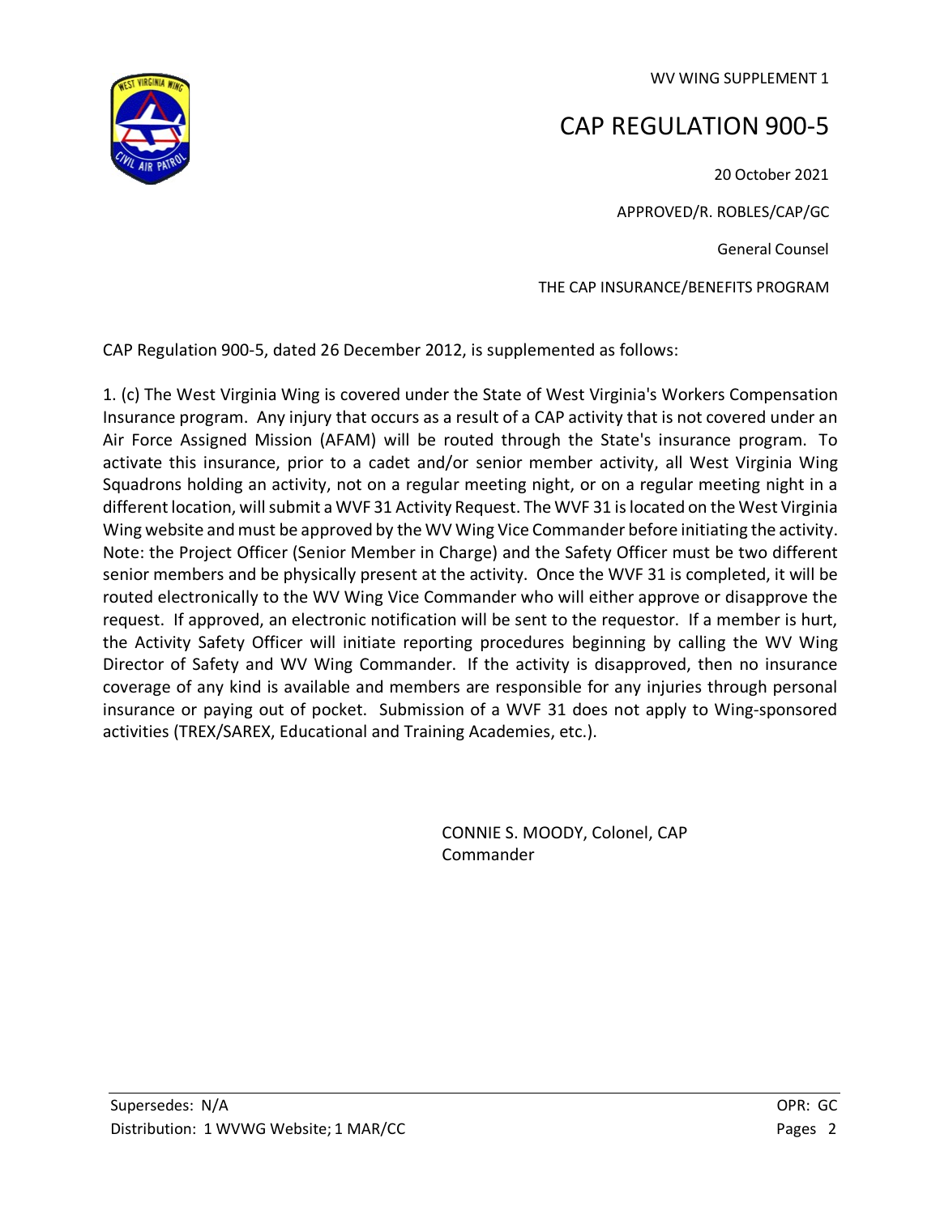WV WING SUPPLEMENT 1

# CAP REGULATION 900-5

20 October 2021

APPROVED/R. ROBLES/CAP/GC

General Counsel

THE CAP INSURANCE/BENEFITS PROGRAM

CAP Regulation 900-5, dated 26 December 2012, is supplemented as follows:

1. (c) The West Virginia Wing is covered under the State of West Virginia's Workers Compensation Insurance program. Any injury that occurs as a result of a CAP activity that is not covered under an Air Force Assigned Mission (AFAM) will be routed through the State's insurance program. To activate this insurance, prior to a cadet and/or senior member activity, all West Virginia Wing Squadrons holding an activity, not on a regular meeting night, or on a regular meeting night in a different location, will submit a WVF 31 Activity Request. The WVF 31 is located on the West Virginia Wing website and must be approved by the WV Wing Vice Commander before initiating the activity. Note: the Project Officer (Senior Member in Charge) and the Safety Officer must be two different senior members and be physically present at the activity. Once the WVF 31 is completed, it will be routed electronically to the WV Wing Vice Commander who will either approve or disapprove the request. If approved, an electronic notification will be sent to the requestor. If a member is hurt, the Activity Safety Officer will initiate reporting procedures beginning by calling the WV Wing Director of Safety and WV Wing Commander. If the activity is disapproved, then no insurance coverage of any kind is available and members are responsible for any injuries through personal insurance or paying out of pocket. Submission of a WVF 31 does not apply to Wing-sponsored activities (TREX/SAREX, Educational and Training Academies, etc.).

CONNIE S. MOODY, Colonel, CAP
Commander

Supersedes: N/A
Distribution: 1 WVWG Website; 1 MAR/CC

OPR: GC
Pages 2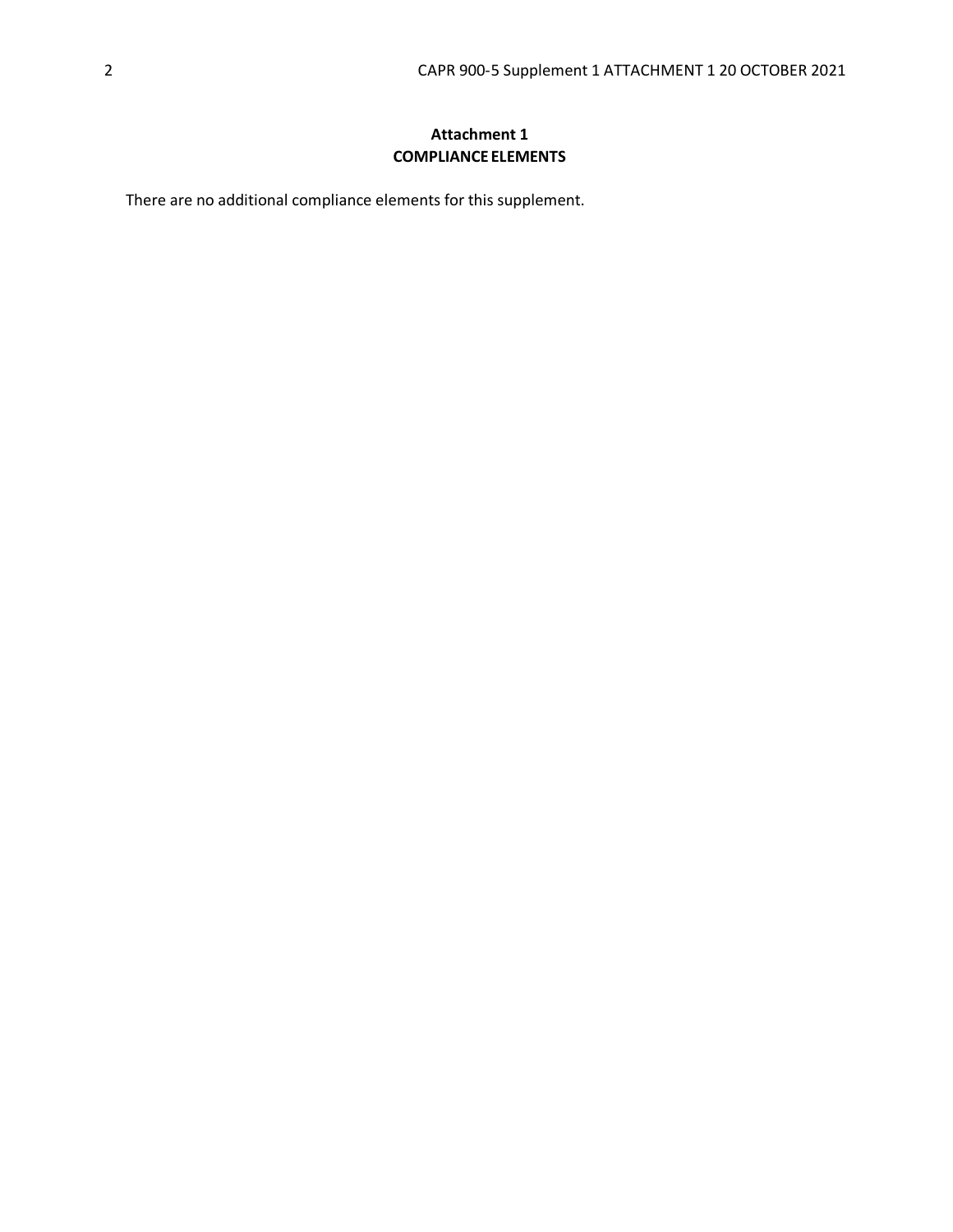# Attachment 1
## COMPLIANCE ELEMENTS

There are no additional compliance elements for this supplement.